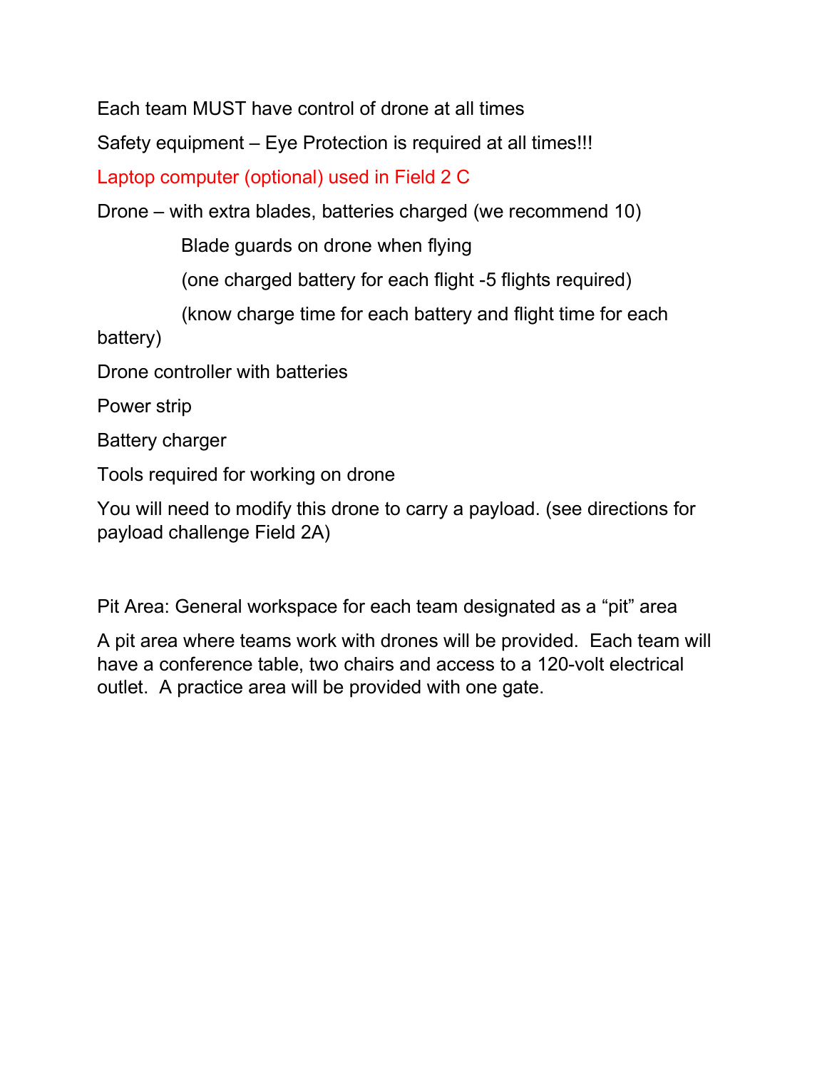Each team MUST have control of drone at all times

Safety equipment – Eye Protection is required at all times!!!

Laptop computer (optional) used in Field 2 C

Drone – with extra blades, batteries charged (we recommend 10)

Blade guards on drone when flying

(one charged battery for each flight -5 flights required)

(know charge time for each battery and flight time for each battery)

Drone controller with batteries

Power strip

Battery charger

Tools required for working on drone

You will need to modify this drone to carry a payload. (see directions for payload challenge Field 2A)

Pit Area: General workspace for each team designated as a "pit" area

A pit area where teams work with drones will be provided. Each team will have a conference table, two chairs and access to a 120-volt electrical outlet. A practice area will be provided with one gate.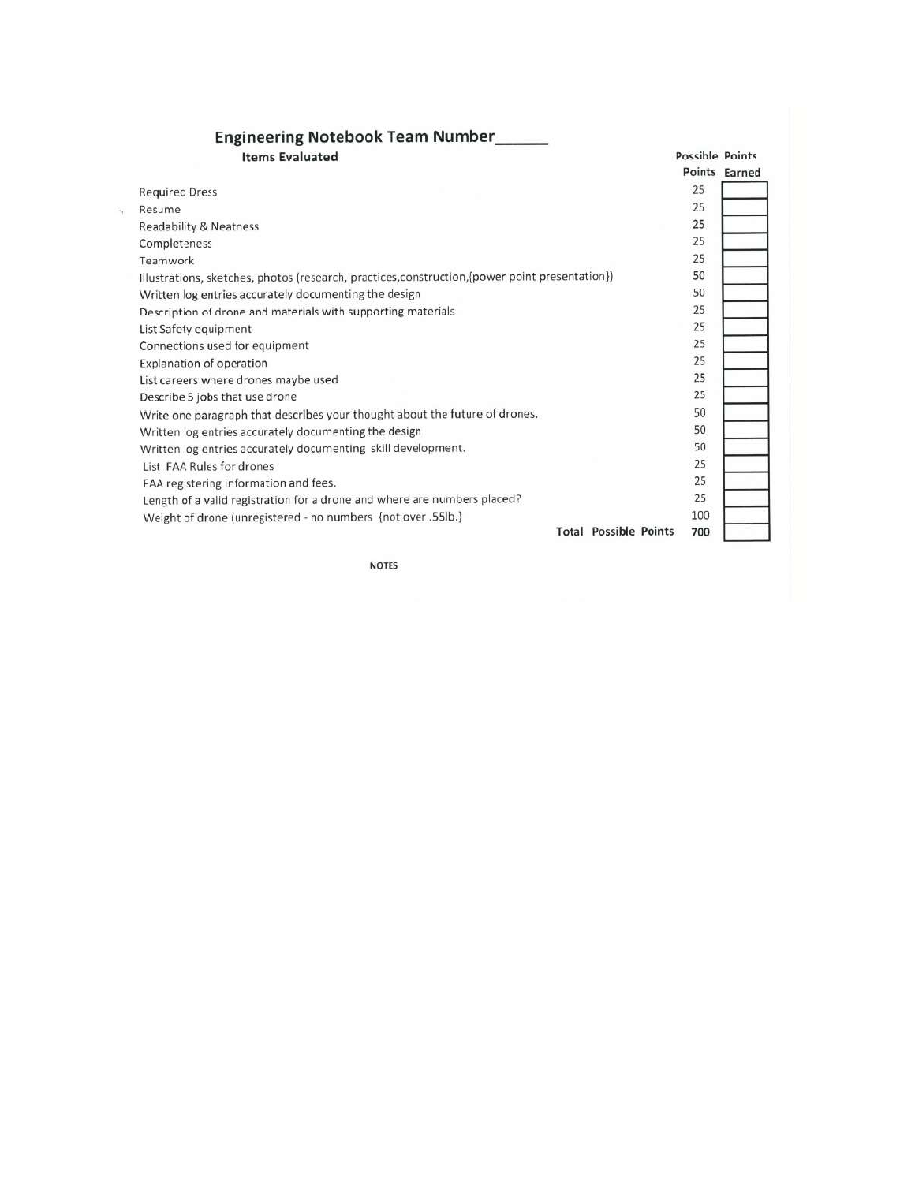## Engineering Notebook Team Number______

| Items Evaluated | Possible Points | Points Earned |
|---|---|---|
| Required Dress | 25 | |
| Resume | 25 | |
| Readability & Neatness | 25 | |
| Completeness | 25 | |
| Teamwork | 25 | |
| Illustrations, sketches, photos (research, practices,construction,{power point presentation}) | 50 | |
| Written log entries accurately documenting the design | 50 | |
| Description of drone and materials with supporting materials | 25 | |
| List Safety equipment | 25 | |
| Connections used for equipment | 25 | |
| Explanation of operation | 25 | |
| List careers where drones maybe used | 25 | |
| Describe 5 jobs that use drone | 25 | |
| Write one paragraph that describes your thought about the future of drones. | 50 | |
| Written log entries accurately documenting the design | 50 | |
| Written log entries accurately documenting skill development. | 50 | |
| List FAA Rules for drones | 25 | |
| FAA registering information and fees. | 25 | |
| Length of a valid registration for a drone and where are numbers placed? | 25 | |
| Weight of drone (unregistered - no numbers {not over .55lb.} | 100 | |
| **Total Possible Points** | **700** | |

NOTES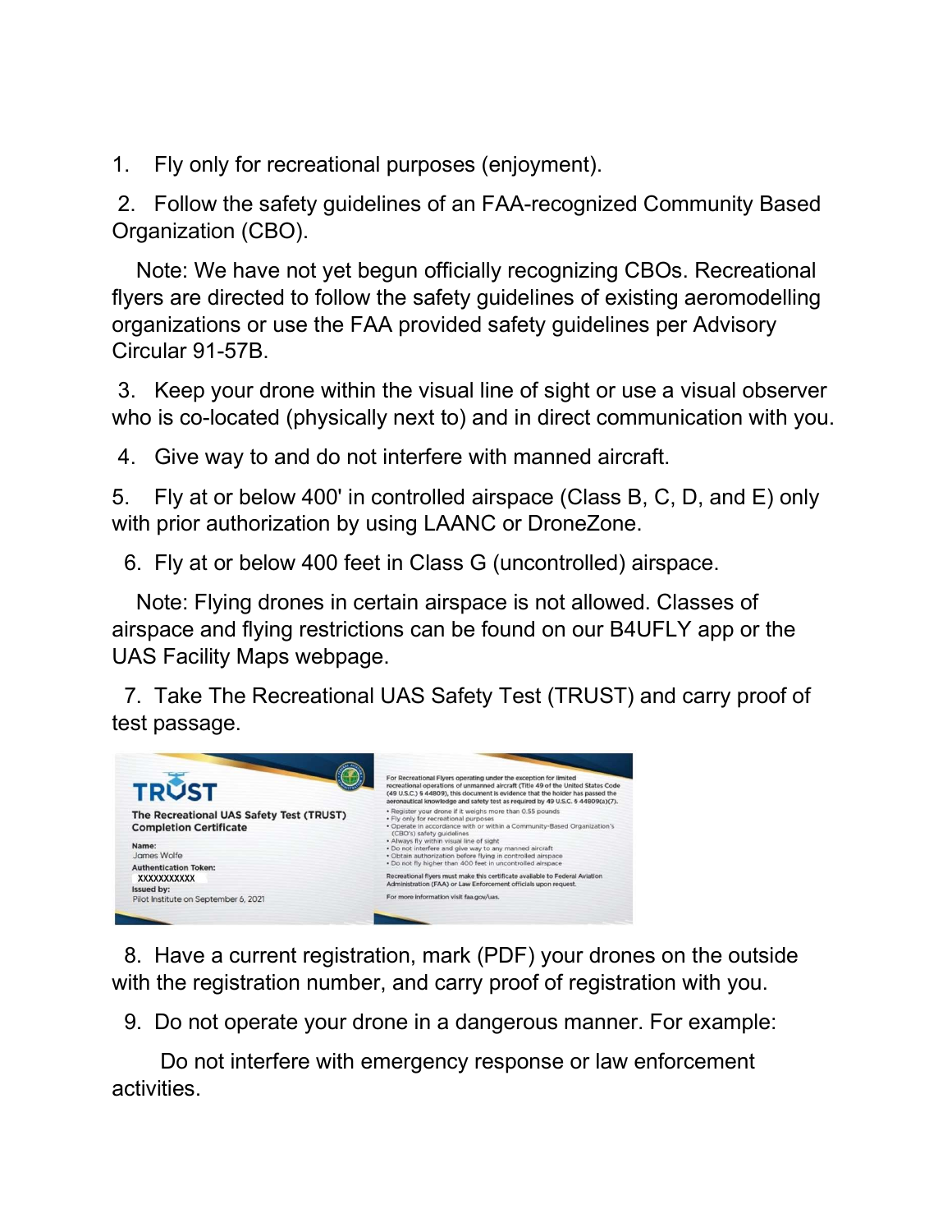1. Fly only for recreational purposes (enjoyment).

2. Follow the safety guidelines of an FAA-recognized Community Based Organization (CBO).

   Note: We have not yet begun officially recognizing CBOs. Recreational flyers are directed to follow the safety guidelines of existing aeromodelling organizations or use the FAA provided safety guidelines per Advisory Circular 91-57B.

3. Keep your drone within the visual line of sight or use a visual observer who is co-located (physically next to) and in direct communication with you.

4. Give way to and do not interfere with manned aircraft.

5. Fly at or below 400' in controlled airspace (Class B, C, D, and E) only with prior authorization by using LAANC or DroneZone.

6. Fly at or below 400 feet in Class G (uncontrolled) airspace.

   Note: Flying drones in certain airspace is not allowed. Classes of airspace and flying restrictions can be found on our B4UFLY app or the UAS Facility Maps webpage.

7. Take The Recreational UAS Safety Test (TRUST) and carry proof of test passage.

8. Have a current registration, mark (PDF) your drones on the outside with the registration number, and carry proof of registration with you.

9. Do not operate your drone in a dangerous manner. For example:

   Do not interfere with emergency response or law enforcement activities.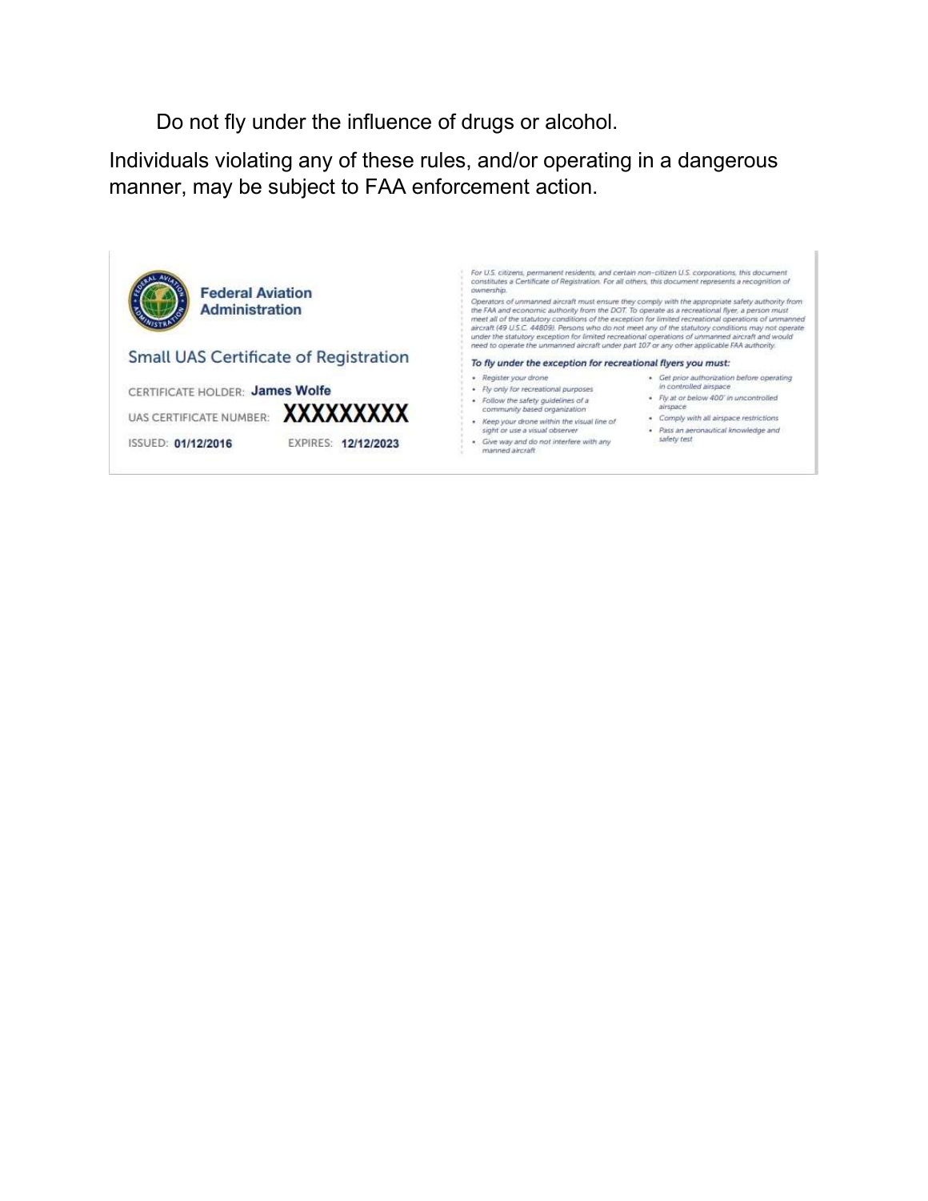Do not fly under the influence of drugs or alcohol.

Individuals violating any of these rules, and/or operating in a dangerous manner, may be subject to FAA enforcement action.

**Federal Aviation Administration**

Small UAS Certificate of Registration

CERTIFICATE HOLDER: **James Wolfe**

UAS CERTIFICATE NUMBER: **XXXXXXXX**

ISSUED: **01/12/2016** EXPIRES: **12/12/2023**

*For U.S. citizens, permanent residents, and certain non-citizen U.S. corporations, this document constitutes a Certificate of Registration. For all others, this document represents a recognition of ownership.*

*Operators of unmanned aircraft must ensure they comply with the appropriate safety authority from the FAA and economic authority from the DOT. To operate as a recreational flyer, a person must meet all of the statutory conditions of the exception for limited recreational operations of unmanned aircraft (49 U.S.C. 44809). Persons who do not meet any of the statutory conditions may not operate under the statutory exception for limited recreational operations of unmanned aircraft and would need to operate the unmanned aircraft under part 107 or any other applicable FAA authority.*

***To fly under the exception for recreational flyers you must:***

- *Register your drone*
- *Fly only for recreational purposes*
- *Follow the safety guidelines of a community based organization*
- *Keep your drone within the visual line of sight or use a visual observer*
- *Give way and do not interfere with any manned aircraft*
- *Get prior authorization before operating in controlled airspace*
- *Fly at or below 400' in uncontrolled airspace*
- *Comply with all airspace restrictions*
- *Pass an aeronautical knowledge and safety test*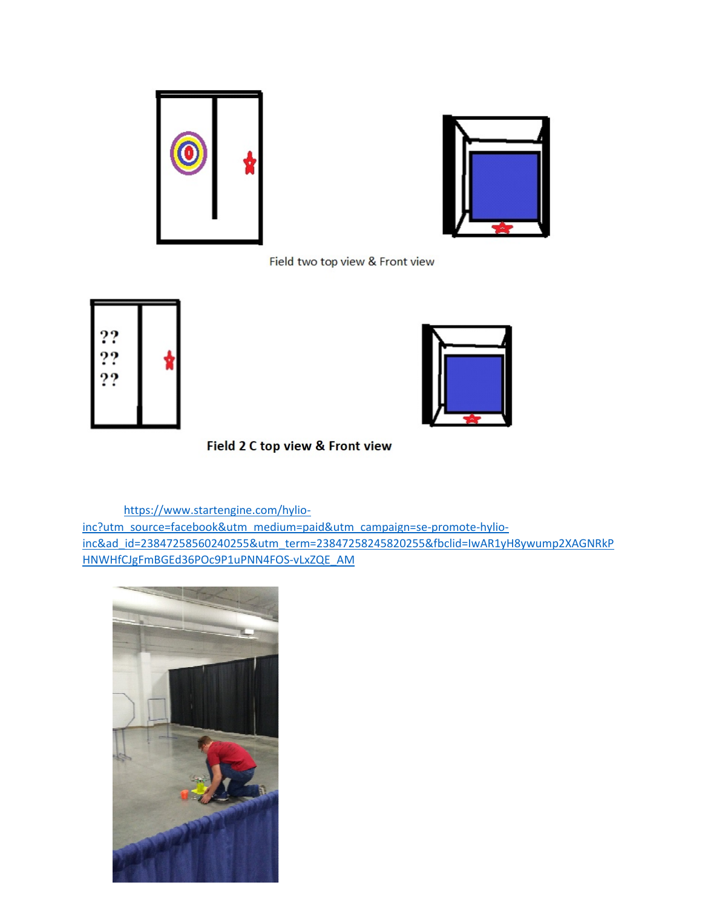Field two top view & Front view

**Field 2 C top view & Front view**

https://www.startengine.com/hylio-inc?utm_source=facebook&utm_medium=paid&utm_campaign=se-promote-hylio-inc&ad_id=23847258560240255&utm_term=23847258245820255&fbclid=IwAR1yH8ywump2XAGNRkPHNWHfCJgFmBGEd36POc9P1uPNN4FOS-vLxZQE_AM